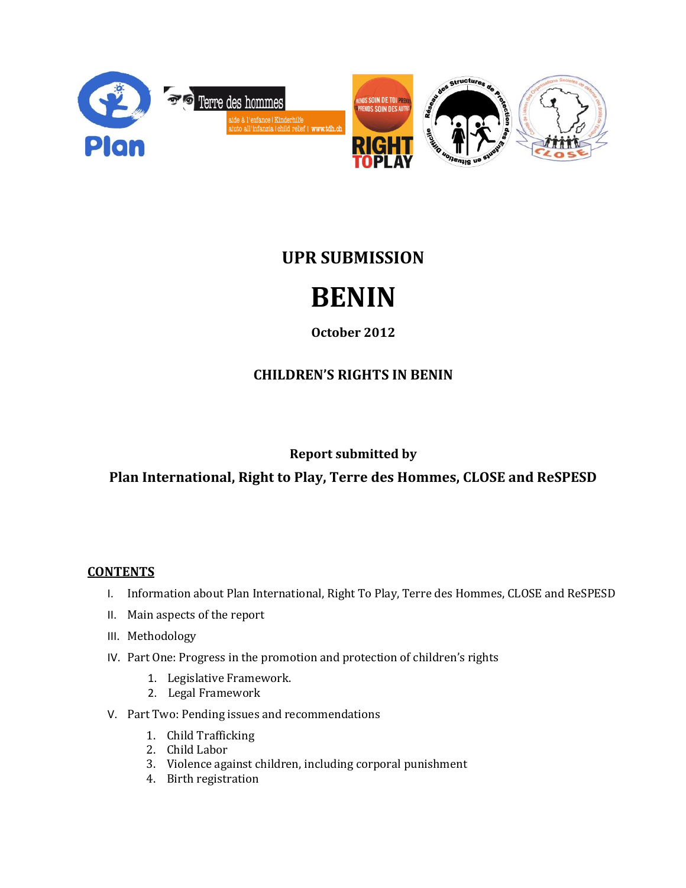# UPR SUBMISSION

# BENIN

**October 2012**

**CHILDREN'S RIGHTS IN BENIN**

**Report submitted by**

**Plan International, Right to Play, Terre des Hommes, CLOSE and ReSPESD**

**CONTENTS**

I. Information about Plan International, Right To Play, Terre des Hommes, CLOSE and ReSPESD
II. Main aspects of the report
III. Methodology
IV. Part One: Progress in the promotion and protection of children's rights
   1. Legislative Framework.
   2. Legal Framework
V. Part Two: Pending issues and recommendations
   1. Child Trafficking
   2. Child Labor
   3. Violence against children, including corporal punishment
   4. Birth registration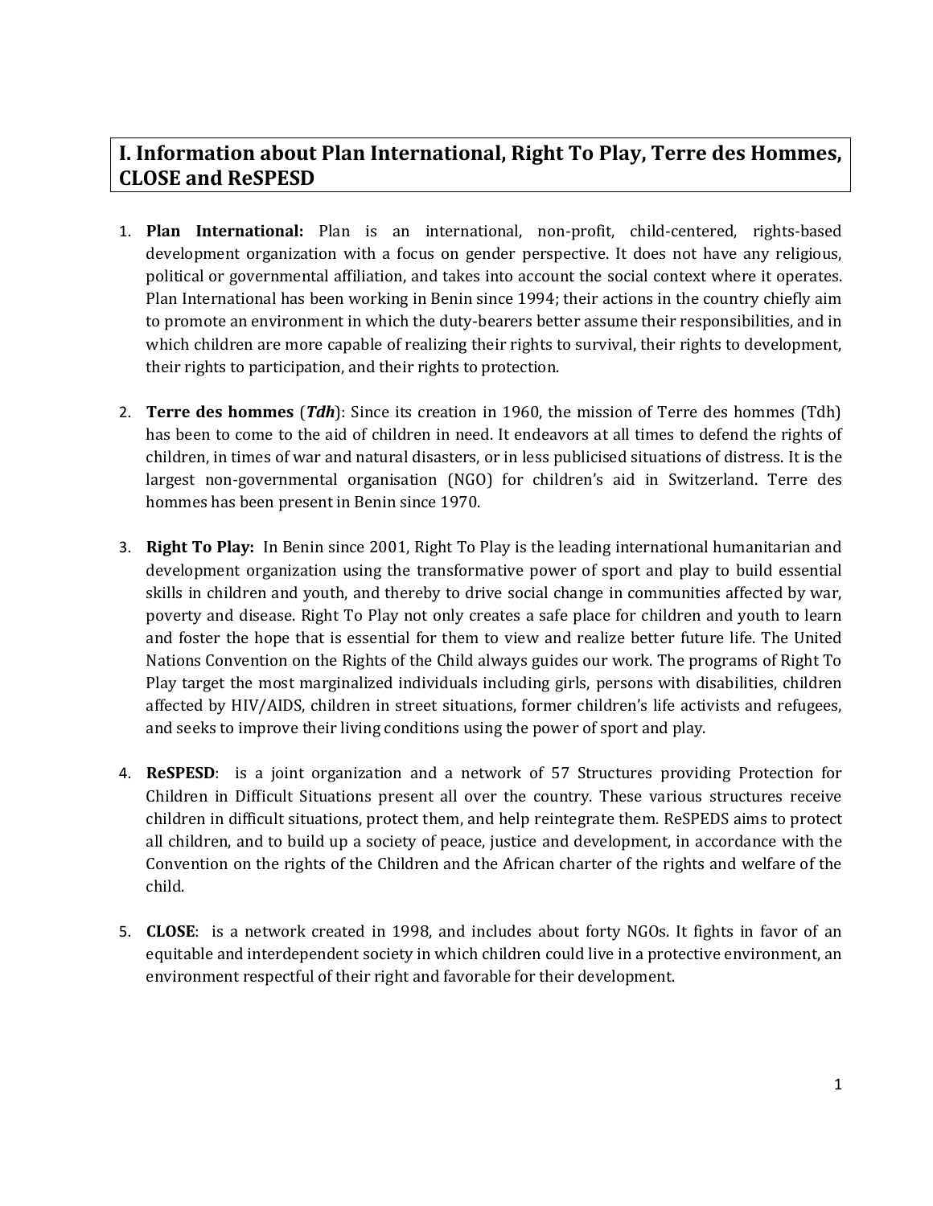## I. Information about Plan International, Right To Play, Terre des Hommes, CLOSE and ReSPESD

1. **Plan International:** Plan is an international, non-profit, child-centered, rights-based development organization with a focus on gender perspective. It does not have any religious, political or governmental affiliation, and takes into account the social context where it operates. Plan International has been working in Benin since 1994; their actions in the country chiefly aim to promote an environment in which the duty-bearers better assume their responsibilities, and in which children are more capable of realizing their rights to survival, their rights to development, their rights to participation, and their rights to protection.

2. **Terre des hommes** (***Tdh***): Since its creation in 1960, the mission of Terre des hommes (Tdh) has been to come to the aid of children in need. It endeavors at all times to defend the rights of children, in times of war and natural disasters, or in less publicised situations of distress. It is the largest non-governmental organisation (NGO) for children's aid in Switzerland. Terre des hommes has been present in Benin since 1970.

3. **Right To Play:** In Benin since 2001, Right To Play is the leading international humanitarian and development organization using the transformative power of sport and play to build essential skills in children and youth, and thereby to drive social change in communities affected by war, poverty and disease. Right To Play not only creates a safe place for children and youth to learn and foster the hope that is essential for them to view and realize better future life. The United Nations Convention on the Rights of the Child always guides our work. The programs of Right To Play target the most marginalized individuals including girls, persons with disabilities, children affected by HIV/AIDS, children in street situations, former children's life activists and refugees, and seeks to improve their living conditions using the power of sport and play.

4. **ReSPESD**: is a joint organization and a network of 57 Structures providing Protection for Children in Difficult Situations present all over the country. These various structures receive children in difficult situations, protect them, and help reintegrate them. ReSPEDS aims to protect all children, and to build up a society of peace, justice and development, in accordance with the Convention on the rights of the Children and the African charter of the rights and welfare of the child.

5. **CLOSE**: is a network created in 1998, and includes about forty NGOs. It fights in favor of an equitable and interdependent society in which children could live in a protective environment, an environment respectful of their right and favorable for their development.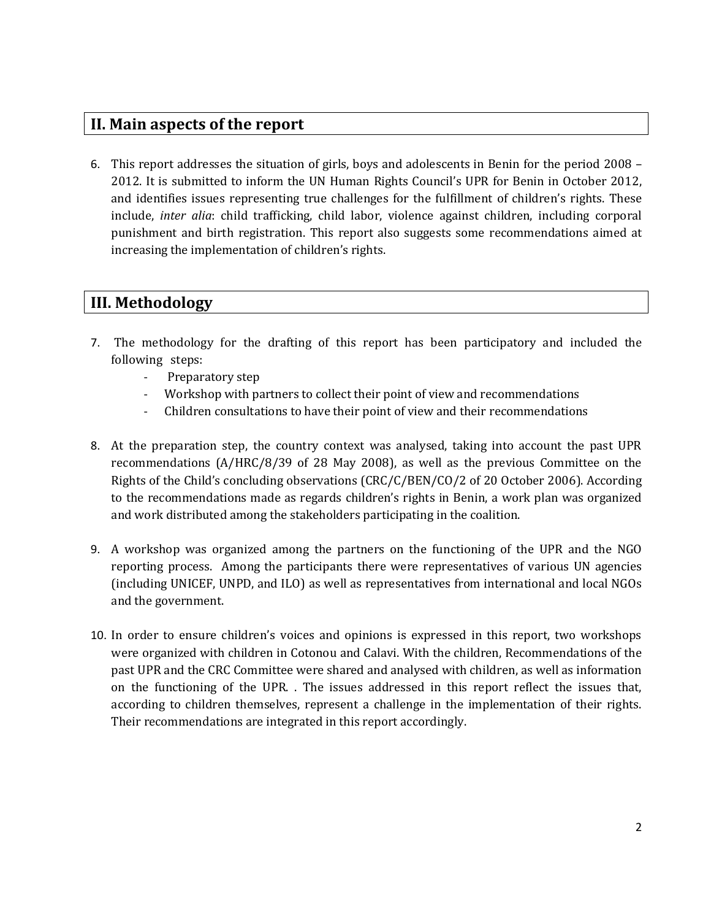## II. Main aspects of the report

6. This report addresses the situation of girls, boys and adolescents in Benin for the period 2008 – 2012. It is submitted to inform the UN Human Rights Council's UPR for Benin in October 2012, and identifies issues representing true challenges for the fulfillment of children's rights. These include, *inter alia*: child trafficking, child labor, violence against children, including corporal punishment and birth registration. This report also suggests some recommendations aimed at increasing the implementation of children's rights.

## III. Methodology

7. The methodology for the drafting of this report has been participatory and included the following steps:
    - Preparatory step
    - Workshop with partners to collect their point of view and recommendations
    - Children consultations to have their point of view and their recommendations

8. At the preparation step, the country context was analysed, taking into account the past UPR recommendations (A/HRC/8/39 of 28 May 2008), as well as the previous Committee on the Rights of the Child's concluding observations (CRC/C/BEN/CO/2 of 20 October 2006). According to the recommendations made as regards children's rights in Benin, a work plan was organized and work distributed among the stakeholders participating in the coalition.

9. A workshop was organized among the partners on the functioning of the UPR and the NGO reporting process. Among the participants there were representatives of various UN agencies (including UNICEF, UNPD, and ILO) as well as representatives from international and local NGOs and the government.

10. In order to ensure children's voices and opinions is expressed in this report, two workshops were organized with children in Cotonou and Calavi. With the children, Recommendations of the past UPR and the CRC Committee were shared and analysed with children, as well as information on the functioning of the UPR. . The issues addressed in this report reflect the issues that, according to children themselves, represent a challenge in the implementation of their rights. Their recommendations are integrated in this report accordingly.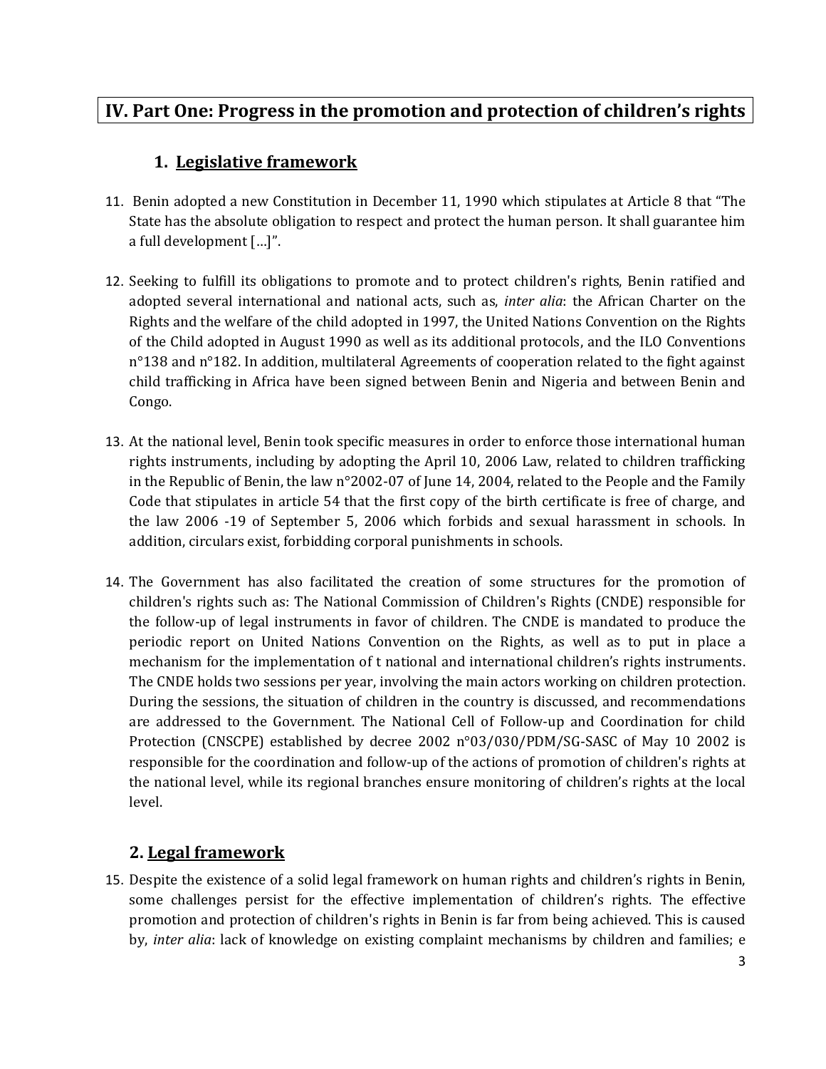# IV. Part One: Progress in the promotion and protection of children's rights

## 1. Legislative framework

11. Benin adopted a new Constitution in December 11, 1990 which stipulates at Article 8 that "The State has the absolute obligation to respect and protect the human person. It shall guarantee him a full development […]".

12. Seeking to fulfill its obligations to promote and to protect children's rights, Benin ratified and adopted several international and national acts, such as, *inter alia*: the African Charter on the Rights and the welfare of the child adopted in 1997, the United Nations Convention on the Rights of the Child adopted in August 1990 as well as its additional protocols, and the ILO Conventions n°138 and n°182. In addition, multilateral Agreements of cooperation related to the fight against child trafficking in Africa have been signed between Benin and Nigeria and between Benin and Congo.

13. At the national level, Benin took specific measures in order to enforce those international human rights instruments, including by adopting the April 10, 2006 Law, related to children trafficking in the Republic of Benin, the law n°2002-07 of June 14, 2004, related to the People and the Family Code that stipulates in article 54 that the first copy of the birth certificate is free of charge, and the law 2006 -19 of September 5, 2006 which forbids and sexual harassment in schools. In addition, circulars exist, forbidding corporal punishments in schools.

14. The Government has also facilitated the creation of some structures for the promotion of children's rights such as: The National Commission of Children's Rights (CNDE) responsible for the follow-up of legal instruments in favor of children. The CNDE is mandated to produce the periodic report on United Nations Convention on the Rights, as well as to put in place a mechanism for the implementation of t national and international children's rights instruments. The CNDE holds two sessions per year, involving the main actors working on children protection. During the sessions, the situation of children in the country is discussed, and recommendations are addressed to the Government. The National Cell of Follow-up and Coordination for child Protection (CNSCPE) established by decree 2002 n°03/030/PDM/SG-SASC of May 10 2002 is responsible for the coordination and follow-up of the actions of promotion of children's rights at the national level, while its regional branches ensure monitoring of children's rights at the local level.

## 2. Legal framework

15. Despite the existence of a solid legal framework on human rights and children's rights in Benin, some challenges persist for the effective implementation of children's rights. The effective promotion and protection of children's rights in Benin is far from being achieved. This is caused by, *inter alia*: lack of knowledge on existing complaint mechanisms by children and families; e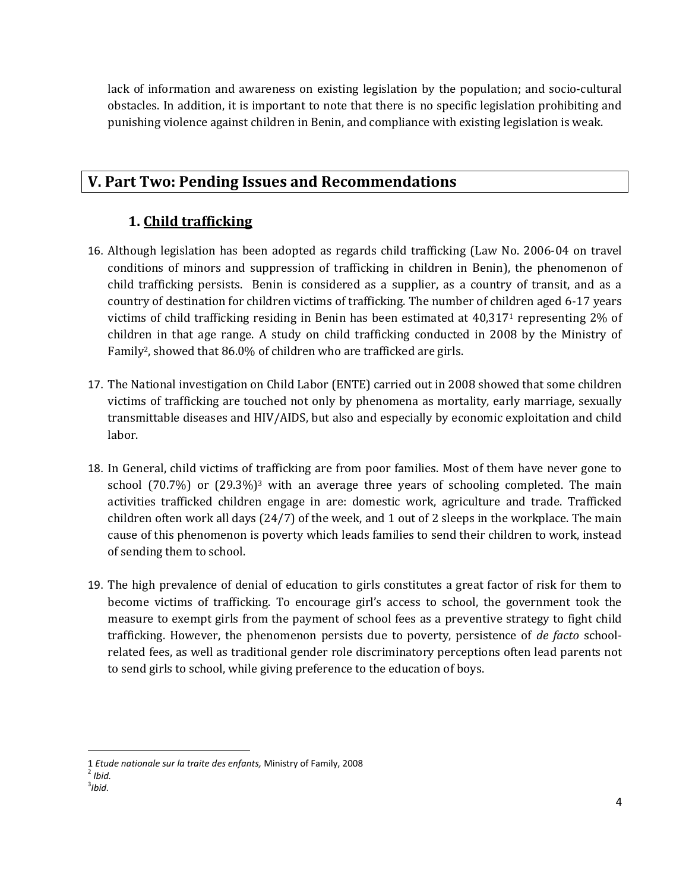lack of information and awareness on existing legislation by the population; and socio-cultural obstacles. In addition, it is important to note that there is no specific legislation prohibiting and punishing violence against children in Benin, and compliance with existing legislation is weak.

## V. Part Two: Pending Issues and Recommendations

### 1. Child trafficking

16. Although legislation has been adopted as regards child trafficking (Law No. 2006-04 on travel conditions of minors and suppression of trafficking in children in Benin), the phenomenon of child trafficking persists. Benin is considered as a supplier, as a country of transit, and as a country of destination for children victims of trafficking. The number of children aged 6-17 years victims of child trafficking residing in Benin has been estimated at 40,317[1] representing 2% of children in that age range. A study on child trafficking conducted in 2008 by the Ministry of Family[2], showed that 86.0% of children who are trafficked are girls.

17. The National investigation on Child Labor (ENTE) carried out in 2008 showed that some children victims of trafficking are touched not only by phenomena as mortality, early marriage, sexually transmittable diseases and HIV/AIDS, but also and especially by economic exploitation and child labor.

18. In General, child victims of trafficking are from poor families. Most of them have never gone to school (70.7%) or (29.3%)[3] with an average three years of schooling completed. The main activities trafficked children engage in are: domestic work, agriculture and trade. Trafficked children often work all days (24/7) of the week, and 1 out of 2 sleeps in the workplace. The main cause of this phenomenon is poverty which leads families to send their children to work, instead of sending them to school.

19. The high prevalence of denial of education to girls constitutes a great factor of risk for them to become victims of trafficking. To encourage girl's access to school, the government took the measure to exempt girls from the payment of school fees as a preventive strategy to fight child trafficking. However, the phenomenon persists due to poverty, persistence of *de facto* school-related fees, as well as traditional gender role discriminatory perceptions often lead parents not to send girls to school, while giving preference to the education of boys.

---

1 *Etude nationale sur la traite des enfants,* Ministry of Family, 2008

2 *Ibid.*

3 *Ibid.*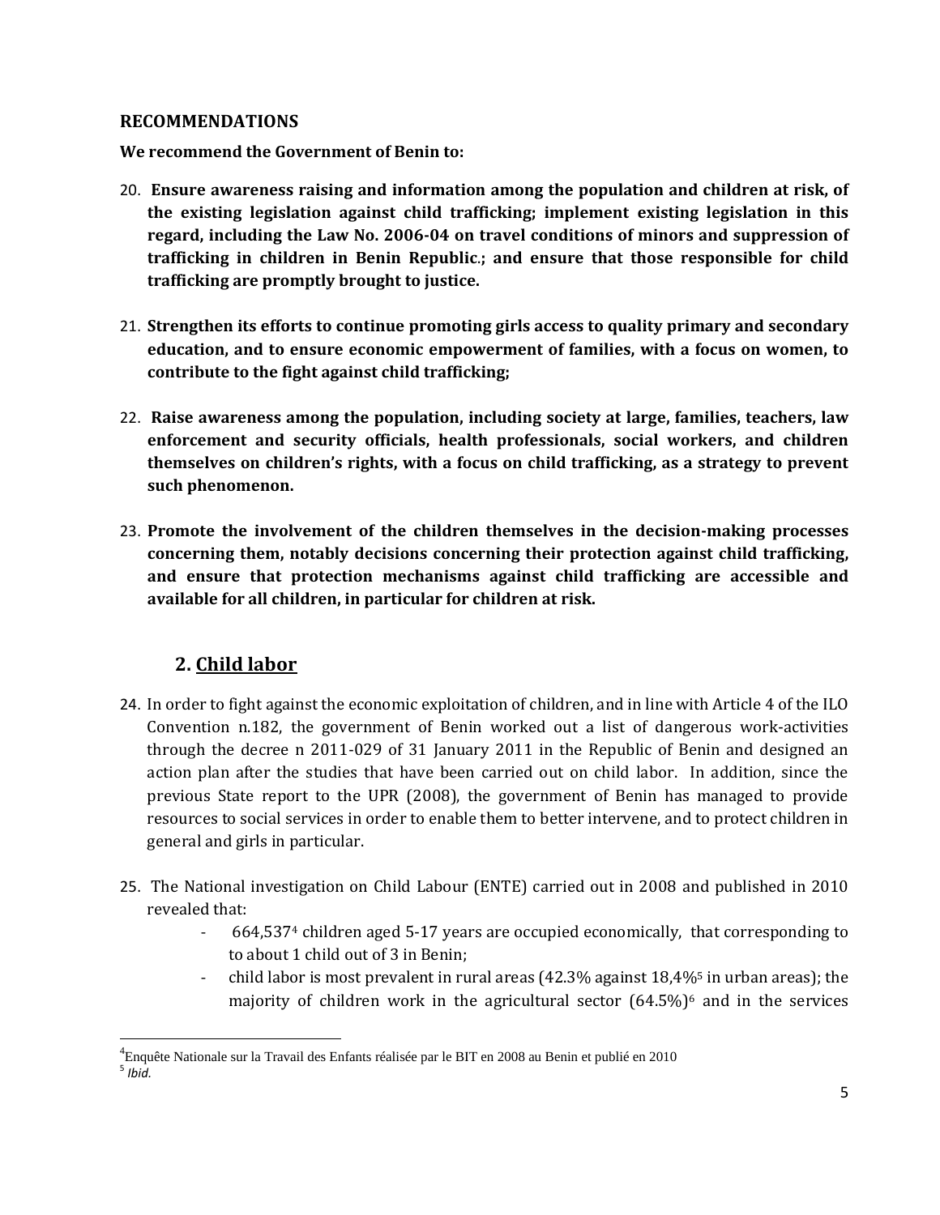## RECOMMENDATIONS

**We recommend the Government of Benin to:**

20. **Ensure awareness raising and information among the population and children at risk, of the existing legislation against child trafficking; implement existing legislation in this regard, including the Law No. 2006-04 on travel conditions of minors and suppression of trafficking in children in Benin Republic.; and ensure that those responsible for child trafficking are promptly brought to justice.**

21. **Strengthen its efforts to continue promoting girls access to quality primary and secondary education, and to ensure economic empowerment of families, with a focus on women, to contribute to the fight against child trafficking;**

22. **Raise awareness among the population, including society at large, families, teachers, law enforcement and security officials, health professionals, social workers, and children themselves on children's rights, with a focus on child trafficking, as a strategy to prevent such phenomenon.**

23. **Promote the involvement of the children themselves in the decision-making processes concerning them, notably decisions concerning their protection against child trafficking, and ensure that protection mechanisms against child trafficking are accessible and available for all children, in particular for children at risk.**

## 2. Child labor

24. In order to fight against the economic exploitation of children, and in line with Article 4 of the ILO Convention n.182, the government of Benin worked out a list of dangerous work-activities through the decree n 2011-029 of 31 January 2011 in the Republic of Benin and designed an action plan after the studies that have been carried out on child labor. In addition, since the previous State report to the UPR (2008), the government of Benin has managed to provide resources to social services in order to enable them to better intervene, and to protect children in general and girls in particular.

25. The National investigation on Child Labour (ENTE) carried out in 2008 and published in 2010 revealed that:
    - 664,537[4] children aged 5-17 years are occupied economically, that corresponding to to about 1 child out of 3 in Benin;
    - child labor is most prevalent in rural areas (42.3% against 18,4%[5] in urban areas); the majority of children work in the agricultural sector (64.5%)[6] and in the services

[4] Enquête Nationale sur la Travail des Enfants réalisée par le BIT en 2008 au Benin et publié en 2010

[5] *Ibid.*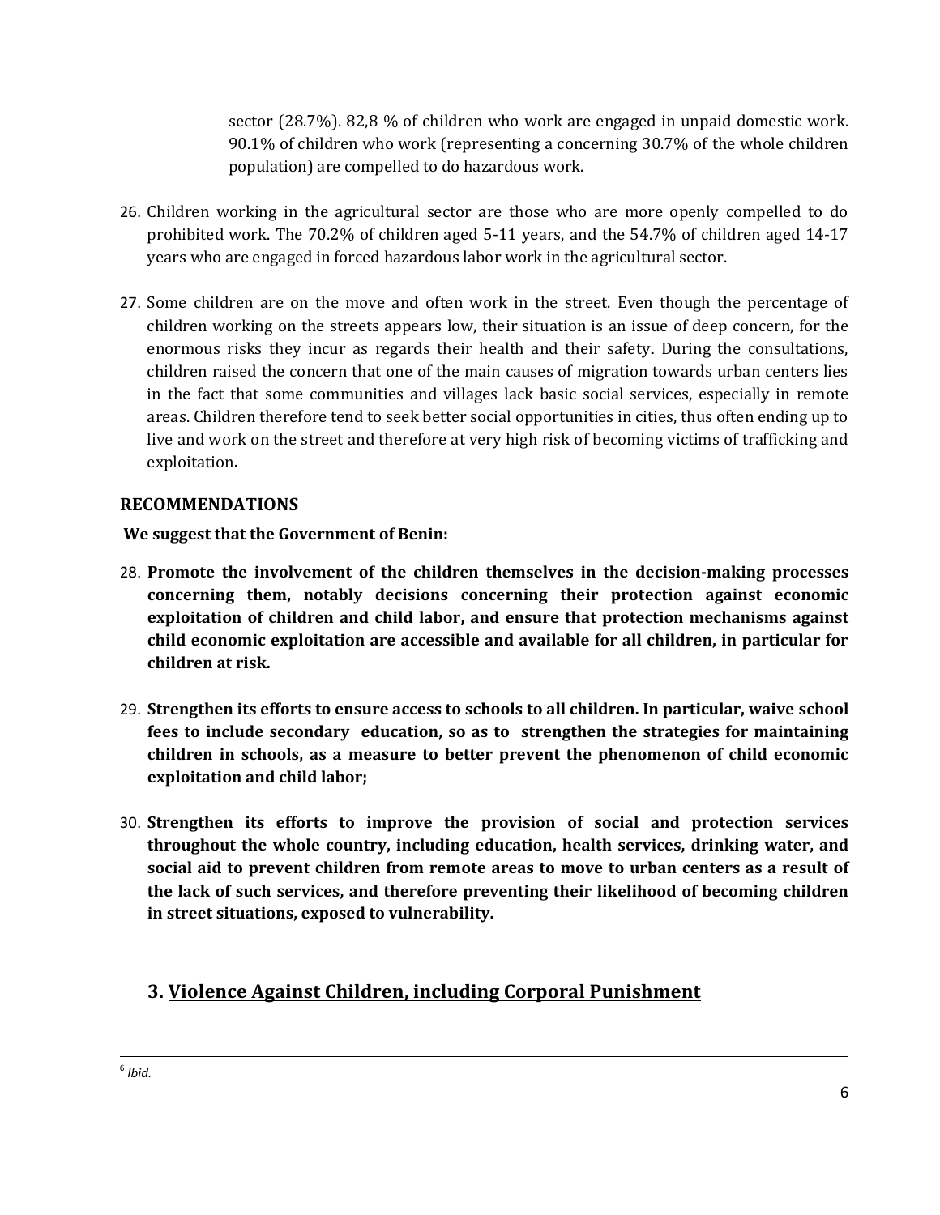sector (28.7%). 82,8 % of children who work are engaged in unpaid domestic work. 90.1% of children who work (representing a concerning 30.7% of the whole children population) are compelled to do hazardous work.

26. Children working in the agricultural sector are those who are more openly compelled to do prohibited work. The 70.2% of children aged 5-11 years, and the 54.7% of children aged 14-17 years who are engaged in forced hazardous labor work in the agricultural sector.

27. Some children are on the move and often work in the street. Even though the percentage of children working on the streets appears low, their situation is an issue of deep concern, for the enormous risks they incur as regards their health and their safety**.** During the consultations, children raised the concern that one of the main causes of migration towards urban centers lies in the fact that some communities and villages lack basic social services, especially in remote areas. Children therefore tend to seek better social opportunities in cities, thus often ending up to live and work on the street and therefore at very high risk of becoming victims of trafficking and exploitation**.**

### RECOMMENDATIONS

**We suggest that the Government of Benin:**

28. **Promote the involvement of the children themselves in the decision-making processes concerning them, notably decisions concerning their protection against economic exploitation of children and child labor, and ensure that protection mechanisms against child economic exploitation are accessible and available for all children, in particular for children at risk.**

29. **Strengthen its efforts to ensure access to schools to all children. In particular, waive school fees to include secondary education, so as to strengthen the strategies for maintaining children in schools, as a measure to better prevent the phenomenon of child economic exploitation and child labor;**

30. **Strengthen its efforts to improve the provision of social and protection services throughout the whole country, including education, health services, drinking water, and social aid to prevent children from remote areas to move to urban centers as a result of the lack of such services, and therefore preventing their likelihood of becoming children in street situations, exposed to vulnerability.**

## 3. Violence Against Children, including Corporal Punishment

[6] *Ibid.*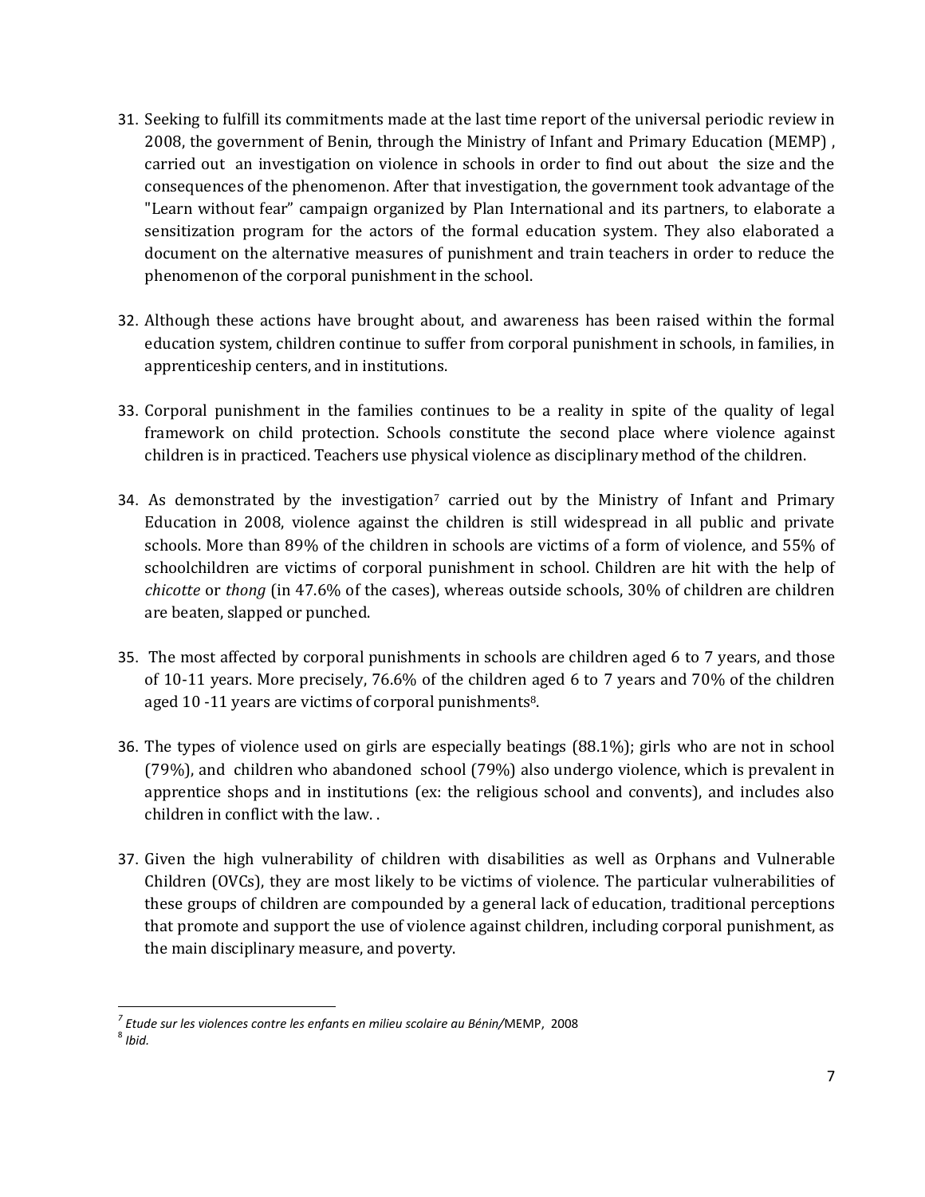31. Seeking to fulfill its commitments made at the last time report of the universal periodic review in 2008, the government of Benin, through the Ministry of Infant and Primary Education (MEMP) , carried out an investigation on violence in schools in order to find out about the size and the consequences of the phenomenon. After that investigation, the government took advantage of the "Learn without fear" campaign organized by Plan International and its partners, to elaborate a sensitization program for the actors of the formal education system. They also elaborated a document on the alternative measures of punishment and train teachers in order to reduce the phenomenon of the corporal punishment in the school.

32. Although these actions have brought about, and awareness has been raised within the formal education system, children continue to suffer from corporal punishment in schools, in families, in apprenticeship centers, and in institutions.

33. Corporal punishment in the families continues to be a reality in spite of the quality of legal framework on child protection. Schools constitute the second place where violence against children is in practiced. Teachers use physical violence as disciplinary method of the children.

34. As demonstrated by the investigation[7] carried out by the Ministry of Infant and Primary Education in 2008, violence against the children is still widespread in all public and private schools. More than 89% of the children in schools are victims of a form of violence, and 55% of schoolchildren are victims of corporal punishment in school. Children are hit with the help of *chicotte* or *thong* (in 47.6% of the cases), whereas outside schools, 30% of children are children are beaten, slapped or punched.

35. The most affected by corporal punishments in schools are children aged 6 to 7 years, and those of 10-11 years. More precisely, 76.6% of the children aged 6 to 7 years and 70% of the children aged 10 -11 years are victims of corporal punishments[8].

36. The types of violence used on girls are especially beatings (88.1%); girls who are not in school (79%), and children who abandoned school (79%) also undergo violence, which is prevalent in apprentice shops and in institutions (ex: the religious school and convents), and includes also children in conflict with the law. .

37. Given the high vulnerability of children with disabilities as well as Orphans and Vulnerable Children (OVCs), they are most likely to be victims of violence. The particular vulnerabilities of these groups of children are compounded by a general lack of education, traditional perceptions that promote and support the use of violence against children, including corporal punishment, as the main disciplinary measure, and poverty.

---

[7] *Etude sur les violences contre les enfants en milieu scolaire au Bénin*/MEMP, 2008

[8] *Ibid.*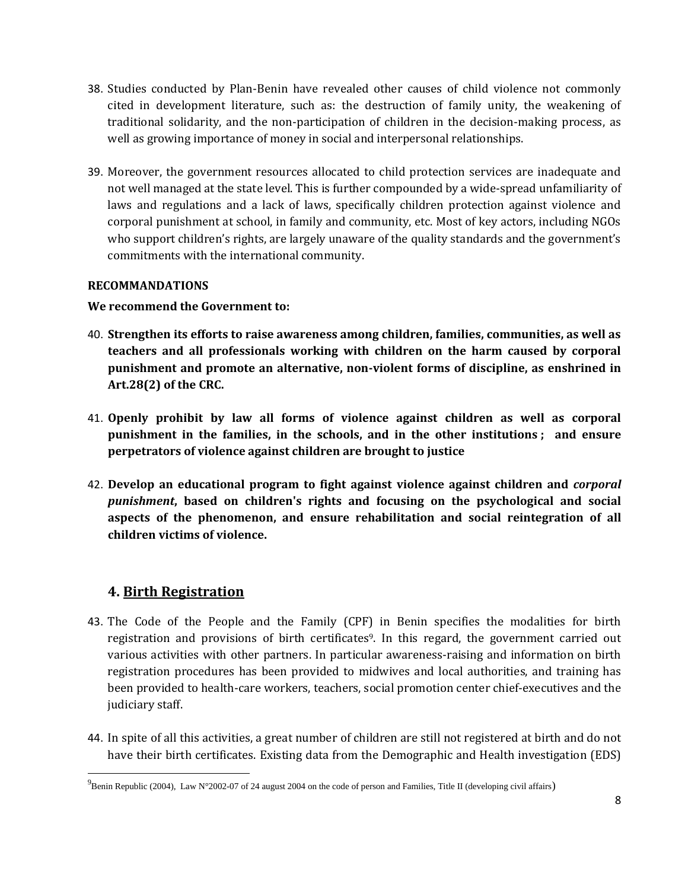38. Studies conducted by Plan-Benin have revealed other causes of child violence not commonly cited in development literature, such as: the destruction of family unity, the weakening of traditional solidarity, and the non-participation of children in the decision-making process, as well as growing importance of money in social and interpersonal relationships.

39. Moreover, the government resources allocated to child protection services are inadequate and not well managed at the state level. This is further compounded by a wide-spread unfamiliarity of laws and regulations and a lack of laws, specifically children protection against violence and corporal punishment at school, in family and community, etc. Most of key actors, including NGOs who support children's rights, are largely unaware of the quality standards and the government's commitments with the international community.

**RECOMMANDATIONS**

**We recommend the Government to:**

40. **Strengthen its efforts to raise awareness among children, families, communities, as well as teachers and all professionals working with children on the harm caused by corporal punishment and promote an alternative, non-violent forms of discipline, as enshrined in Art.28(2) of the CRC.**

41. **Openly prohibit by law all forms of violence against children as well as corporal punishment in the families, in the schools, and in the other institutions ; and ensure perpetrators of violence against children are brought to justice**

42. **Develop an educational program to fight against violence against children and *corporal punishment*, based on children's rights and focusing on the psychological and social aspects of the phenomenon, and ensure rehabilitation and social reintegration of all children victims of violence.**

## 4. Birth Registration

43. The Code of the People and the Family (CPF) in Benin specifies the modalities for birth registration and provisions of birth certificates[9]. In this regard, the government carried out various activities with other partners. In particular awareness-raising and information on birth registration procedures has been provided to midwives and local authorities, and training has been provided to health-care workers, teachers, social promotion center chief-executives and the judiciary staff.

44. In spite of all this activities, a great number of children are still not registered at birth and do not have their birth certificates. Existing data from the Demographic and Health investigation (EDS)

---

[9] Benin Republic (2004), Law N°2002-07 of 24 august 2004 on the code of person and Families, Title II (developing civil affairs)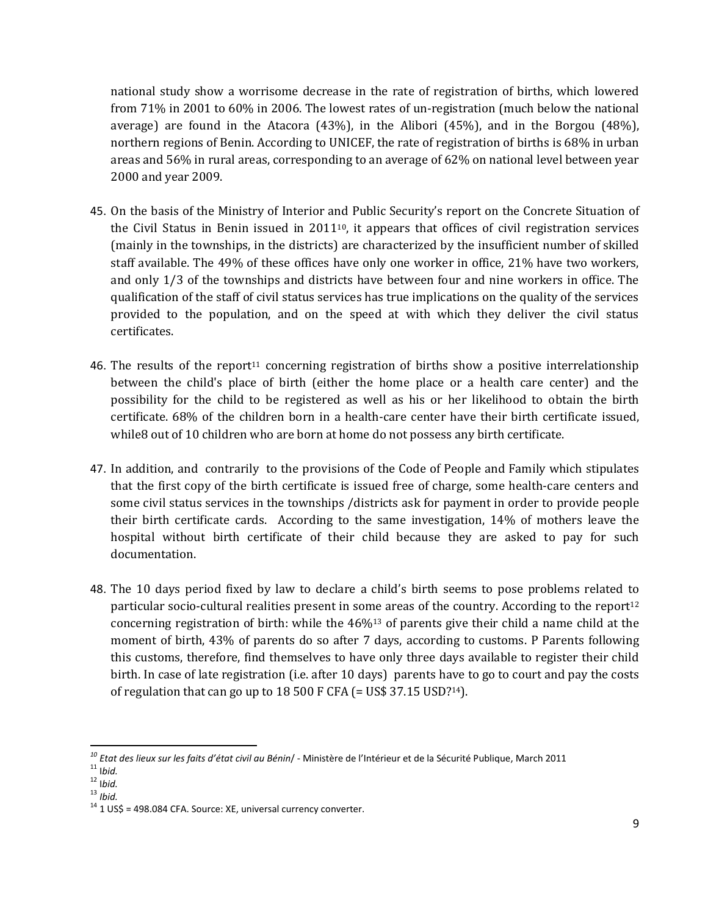national study show a worrisome decrease in the rate of registration of births, which lowered from 71% in 2001 to 60% in 2006. The lowest rates of un-registration (much below the national average) are found in the Atacora (43%), in the Alibori (45%), and in the Borgou (48%), northern regions of Benin. According to UNICEF, the rate of registration of births is 68% in urban areas and 56% in rural areas, corresponding to an average of 62% on national level between year 2000 and year 2009.

45. On the basis of the Ministry of Interior and Public Security's report on the Concrete Situation of the Civil Status in Benin issued in 2011[10], it appears that offices of civil registration services (mainly in the townships, in the districts) are characterized by the insufficient number of skilled staff available. The 49% of these offices have only one worker in office, 21% have two workers, and only 1/3 of the townships and districts have between four and nine workers in office. The qualification of the staff of civil status services has true implications on the quality of the services provided to the population, and on the speed at with which they deliver the civil status certificates.

46. The results of the report[11] concerning registration of births show a positive interrelationship between the child's place of birth (either the home place or a health care center) and the possibility for the child to be registered as well as his or her likelihood to obtain the birth certificate. 68% of the children born in a health-care center have their birth certificate issued, while8 out of 10 children who are born at home do not possess any birth certificate.

47. In addition, and contrarily to the provisions of the Code of People and Family which stipulates that the first copy of the birth certificate is issued free of charge, some health-care centers and some civil status services in the townships /districts ask for payment in order to provide people their birth certificate cards. According to the same investigation, 14% of mothers leave the hospital without birth certificate of their child because they are asked to pay for such documentation.

48. The 10 days period fixed by law to declare a child's birth seems to pose problems related to particular socio-cultural realities present in some areas of the country. According to the report[12] concerning registration of birth: while the 46%[13] of parents give their child a name child at the moment of birth, 43% of parents do so after 7 days, according to customs. P Parents following this customs, therefore, find themselves to have only three days available to register their child birth. In case of late registration (i.e. after 10 days) parents have to go to court and pay the costs of regulation that can go up to 18 500 F CFA (= US$ 37.15 USD?[14]).

---

[10] *Etat des lieux sur les faits d'état civil au Bénin*/ - Ministère de l'Intérieur et de la Sécurité Publique, March 2011

[11] I*bid.*

[12] I*bid.*

[13] *Ibid.*

[14] 1 US$ = 498.084 CFA. Source: XE, universal currency converter.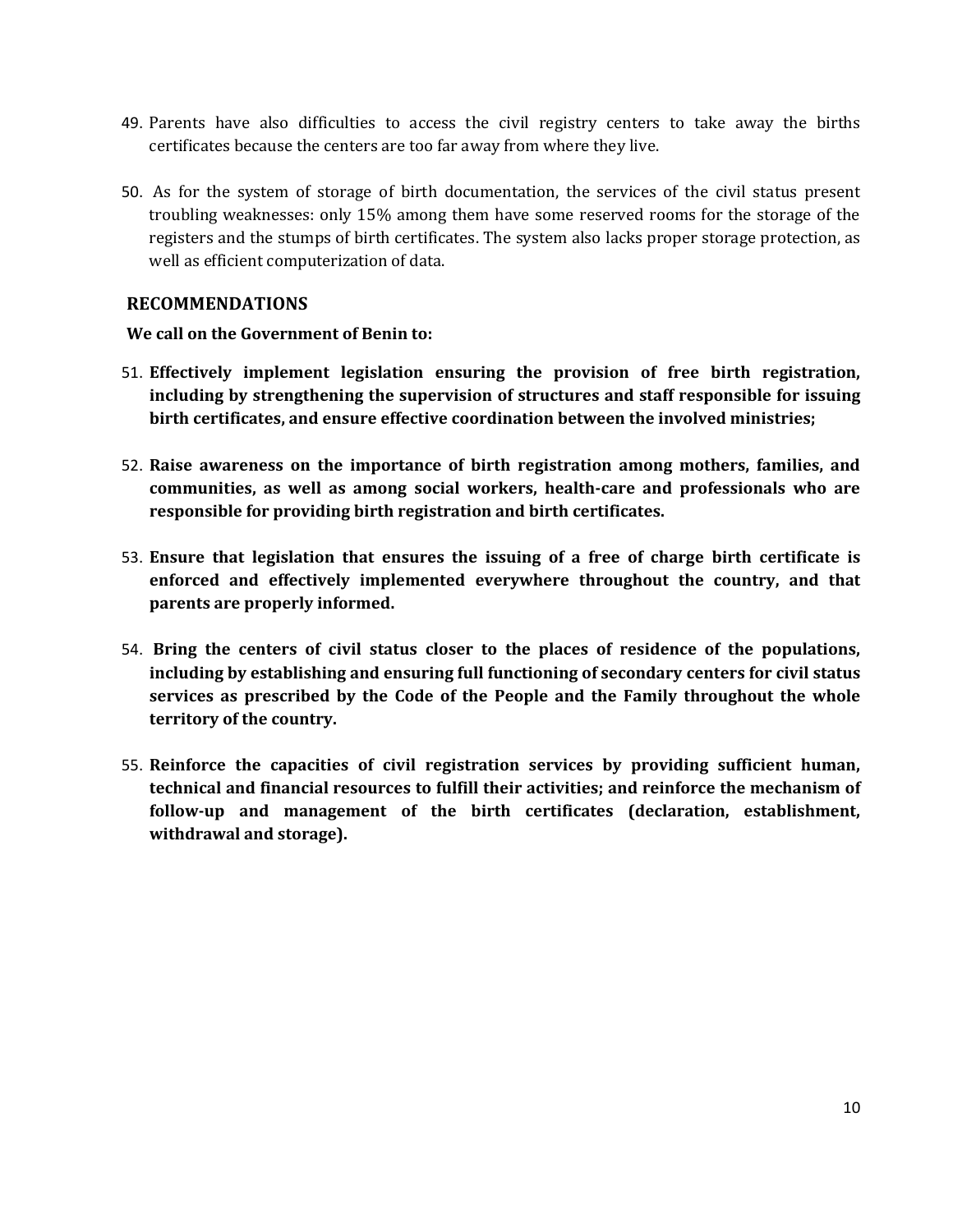49. Parents have also difficulties to access the civil registry centers to take away the births certificates because the centers are too far away from where they live.

50. As for the system of storage of birth documentation, the services of the civil status present troubling weaknesses: only 15% among them have some reserved rooms for the storage of the registers and the stumps of birth certificates. The system also lacks proper storage protection, as well as efficient computerization of data.

## RECOMMENDATIONS

**We call on the Government of Benin to:**

51. **Effectively implement legislation ensuring the provision of free birth registration, including by strengthening the supervision of structures and staff responsible for issuing birth certificates, and ensure effective coordination between the involved ministries;**

52. **Raise awareness on the importance of birth registration among mothers, families, and communities, as well as among social workers, health-care and professionals who are responsible for providing birth registration and birth certificates.**

53. **Ensure that legislation that ensures the issuing of a free of charge birth certificate is enforced and effectively implemented everywhere throughout the country, and that parents are properly informed.**

54. **Bring the centers of civil status closer to the places of residence of the populations, including by establishing and ensuring full functioning of secondary centers for civil status services as prescribed by the Code of the People and the Family throughout the whole territory of the country.**

55. **Reinforce the capacities of civil registration services by providing sufficient human, technical and financial resources to fulfill their activities; and reinforce the mechanism of follow-up and management of the birth certificates (declaration, establishment, withdrawal and storage).**